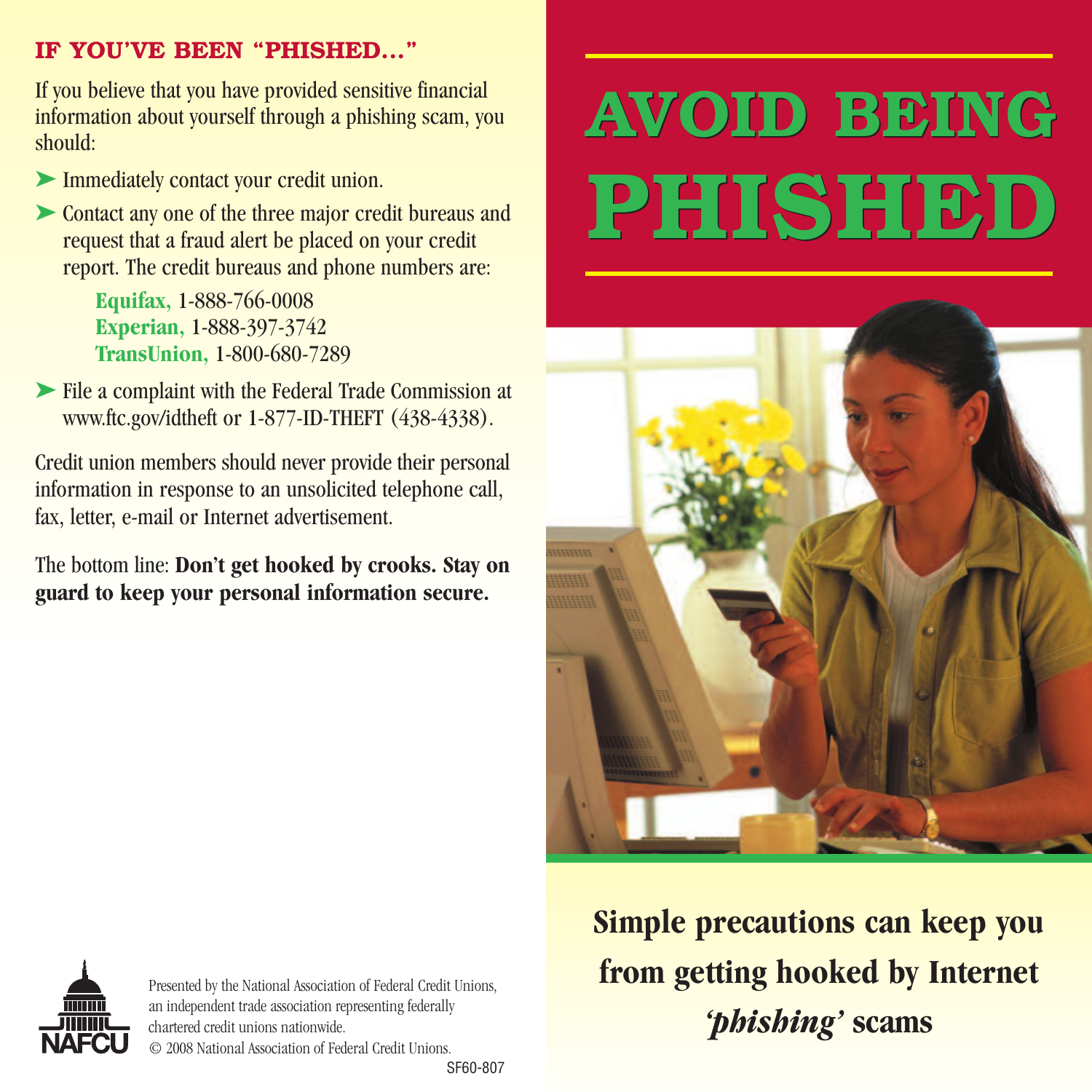## IF YOU'VE BEEN "PHISHED..."

If you believe that you have provided sensitive financial information about yourself through a phishing scam, you should:

- Immediately contact your credit union.
- Contact any one of the three major credit bureaus and request that a fraud alert be placed on your credit report. The credit bureaus and phone numbers are:

  **Equifax,** 1-888-766-0008
  **Experian,** 1-888-397-3742
  **TransUnion,** 1-800-680-7289

- File a complaint with the Federal Trade Commission at www.ftc.gov/idtheft or 1-877-ID-THEFT (438-4338).

Credit union members should never provide their personal information in response to an unsolicited telephone call, fax, letter, e-mail or Internet advertisement.

The bottom line: **Don't get hooked by crooks. Stay on guard to keep your personal information secure.**

NAFCU

Presented by the National Association of Federal Credit Unions, an independent trade association representing federally chartered credit unions nationwide.
© 2008 National Association of Federal Credit Unions.

SF60-807

# AVOID BEING PHISHED

**Simple precautions can keep you from getting hooked by Internet *'phishing'* scams**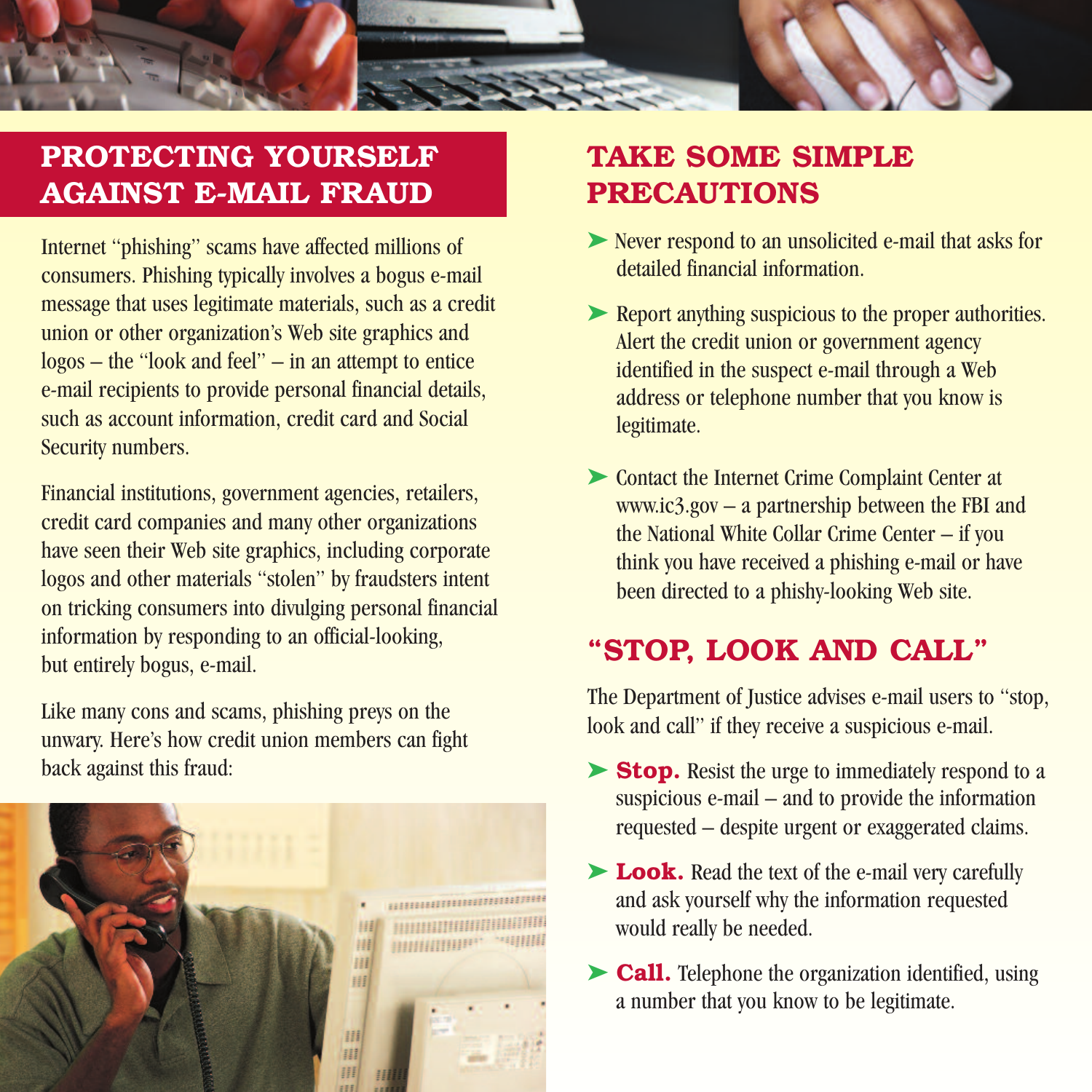## PROTECTING YOURSELF AGAINST E-MAIL FRAUD

Internet "phishing" scams have affected millions of consumers. Phishing typically involves a bogus e-mail message that uses legitimate materials, such as a credit union or other organization's Web site graphics and logos – the "look and feel" – in an attempt to entice e-mail recipients to provide personal financial details, such as account information, credit card and Social Security numbers.

Financial institutions, government agencies, retailers, credit card companies and many other organizations have seen their Web site graphics, including corporate logos and other materials "stolen" by fraudsters intent on tricking consumers into divulging personal financial information by responding to an official-looking, but entirely bogus, e-mail.

Like many cons and scams, phishing preys on the unwary. Here's how credit union members can fight back against this fraud:

## TAKE SOME SIMPLE PRECAUTIONS

- Never respond to an unsolicited e-mail that asks for detailed financial information.
- Report anything suspicious to the proper authorities. Alert the credit union or government agency identified in the suspect e-mail through a Web address or telephone number that you know is legitimate.
- Contact the Internet Crime Complaint Center at www.ic3.gov – a partnership between the FBI and the National White Collar Crime Center – if you think you have received a phishing e-mail or have been directed to a phishy-looking Web site.

## "STOP, LOOK AND CALL"

The Department of Justice advises e-mail users to "stop, look and call" if they receive a suspicious e-mail.

- **Stop.** Resist the urge to immediately respond to a suspicious e-mail – and to provide the information requested – despite urgent or exaggerated claims.
- **Look.** Read the text of the e-mail very carefully and ask yourself why the information requested would really be needed.
- **Call.** Telephone the organization identified, using a number that you know to be legitimate.